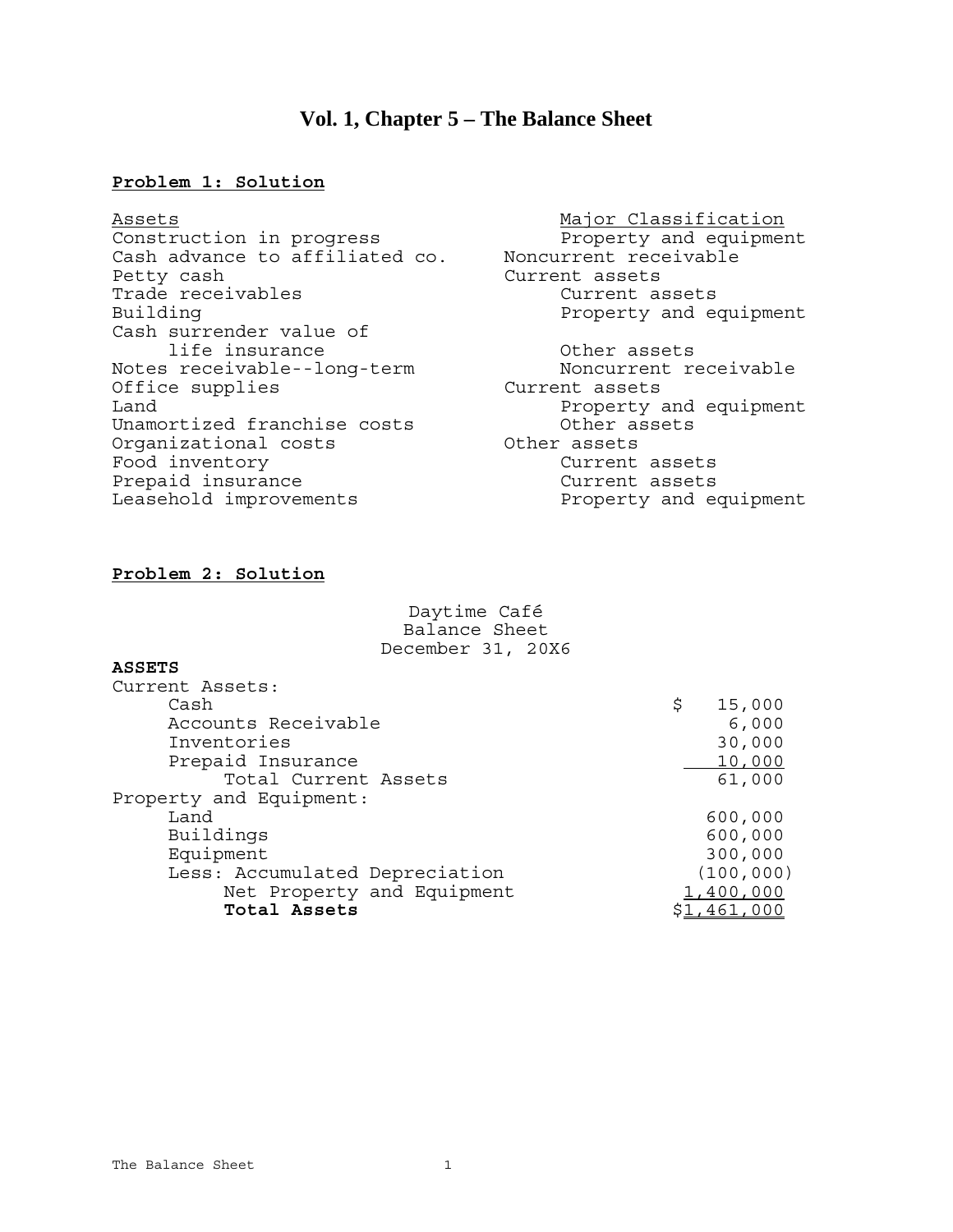# Vol. 1, Chapter 5 – The Balance Sheet

**Problem 1: Solution**

| Assets | Major Classification |
|---|---|
| Construction in progress | Property and equipment |
| Cash advance to affiliated co. | Noncurrent receivable |
| Petty cash | Current assets |
| Trade receivables | Current assets |
| Building | Property and equipment |
| Cash surrender value of life insurance | Other assets |
| Notes receivable--long-term | Noncurrent receivable |
| Office supplies | Current assets |
| Land | Property and equipment |
| Unamortized franchise costs | Other assets |
| Organizational costs | Other assets |
| Food inventory | Current assets |
| Prepaid insurance | Current assets |
| Leasehold improvements | Property and equipment |

**Problem 2: Solution**

Daytime Café
Balance Sheet
December 31, 20X6

| **ASSETS** | |
|---|---|
| Current Assets: | |
| Cash | $ 15,000 |
| Accounts Receivable | 6,000 |
| Inventories | 30,000 |
| Prepaid Insurance | 10,000 |
| Total Current Assets | 61,000 |
| Property and Equipment: | |
| Land | 600,000 |
| Buildings | 600,000 |
| Equipment | 300,000 |
| Less: Accumulated Depreciation | (100,000) |
| Net Property and Equipment | 1,400,000 |
| **Total Assets** | $1,461,000 |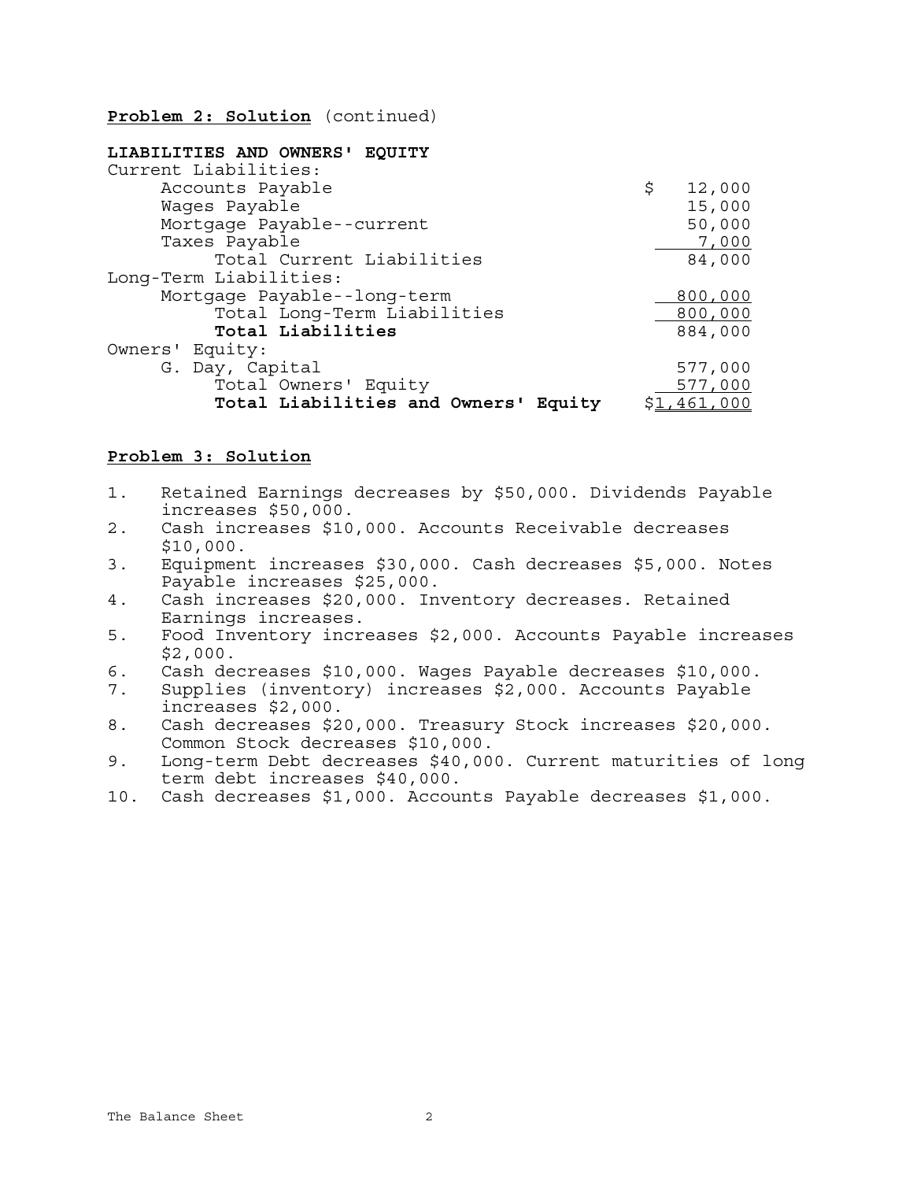**Problem 2: Solution** (continued)

| **LIABILITIES AND OWNERS' EQUITY** | |
|---|---|
| Current Liabilities: | |
| Accounts Payable | $ 12,000 |
| Wages Payable | 15,000 |
| Mortgage Payable--current | 50,000 |
| Taxes Payable | 7,000 |
| Total Current Liabilities | 84,000 |
| Long-Term Liabilities: | |
| Mortgage Payable--long-term | 800,000 |
| Total Long-Term Liabilities | 800,000 |
| **Total Liabilities** | 884,000 |
| Owners' Equity: | |
| G. Day, Capital | 577,000 |
| Total Owners' Equity | 577,000 |
| **Total Liabilities and Owners' Equity** | $1,461,000 |

**Problem 3: Solution**

1. Retained Earnings decreases by $50,000. Dividends Payable increases $50,000.
2. Cash increases $10,000. Accounts Receivable decreases $10,000.
3. Equipment increases $30,000. Cash decreases $5,000. Notes Payable increases $25,000.
4. Cash increases $20,000. Inventory decreases. Retained Earnings increases.
5. Food Inventory increases $2,000. Accounts Payable increases $2,000.
6. Cash decreases $10,000. Wages Payable decreases $10,000.
7. Supplies (inventory) increases $2,000. Accounts Payable increases $2,000.
8. Cash decreases $20,000. Treasury Stock increases $20,000. Common Stock decreases $10,000.
9. Long-term Debt decreases $40,000. Current maturities of long term debt increases $40,000.
10. Cash decreases $1,000. Accounts Payable decreases $1,000.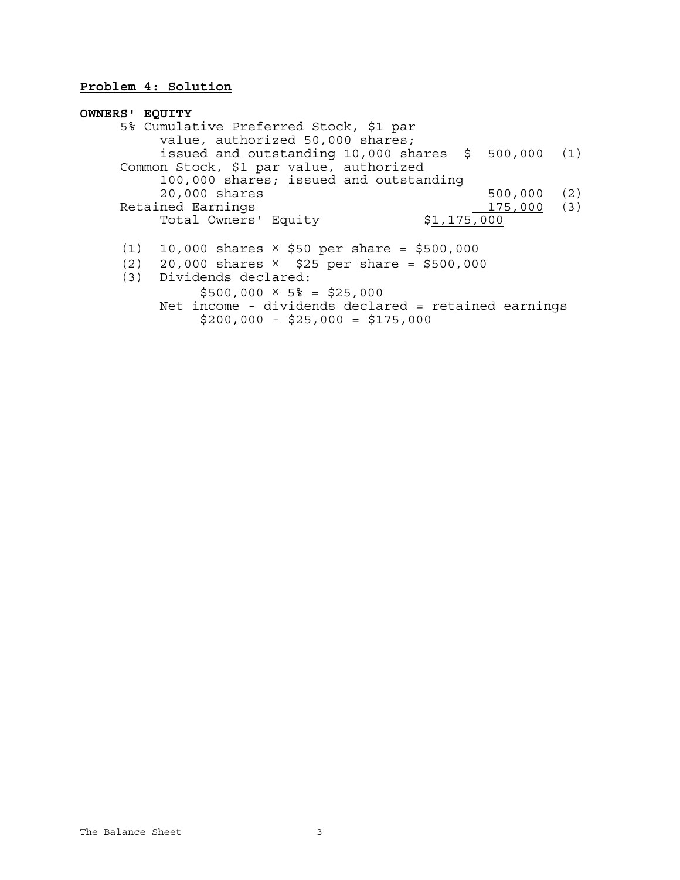**Problem 4: Solution**

**OWNERS' EQUITY**

| | | | |
|---|---|---|---|
| 5% Cumulative Preferred Stock, $1 par value, authorized 50,000 shares; issued and outstanding 10,000 shares | | $ 500,000 | (1) |
| Common Stock, $1 par value, authorized 100,000 shares; issued and outstanding 20,000 shares | | 500,000 | (2) |
| Retained Earnings | | 175,000 | (3) |
| Total Owners' Equity | $1,175,000 | | |

(1) 10,000 shares × $50 per share = $500,000

(2) 20,000 shares × $25 per share = $500,000

(3) Dividends declared:

$500,000 × 5% = $25,000

Net income - dividends declared = retained earnings

$200,000 - $25,000 = $175,000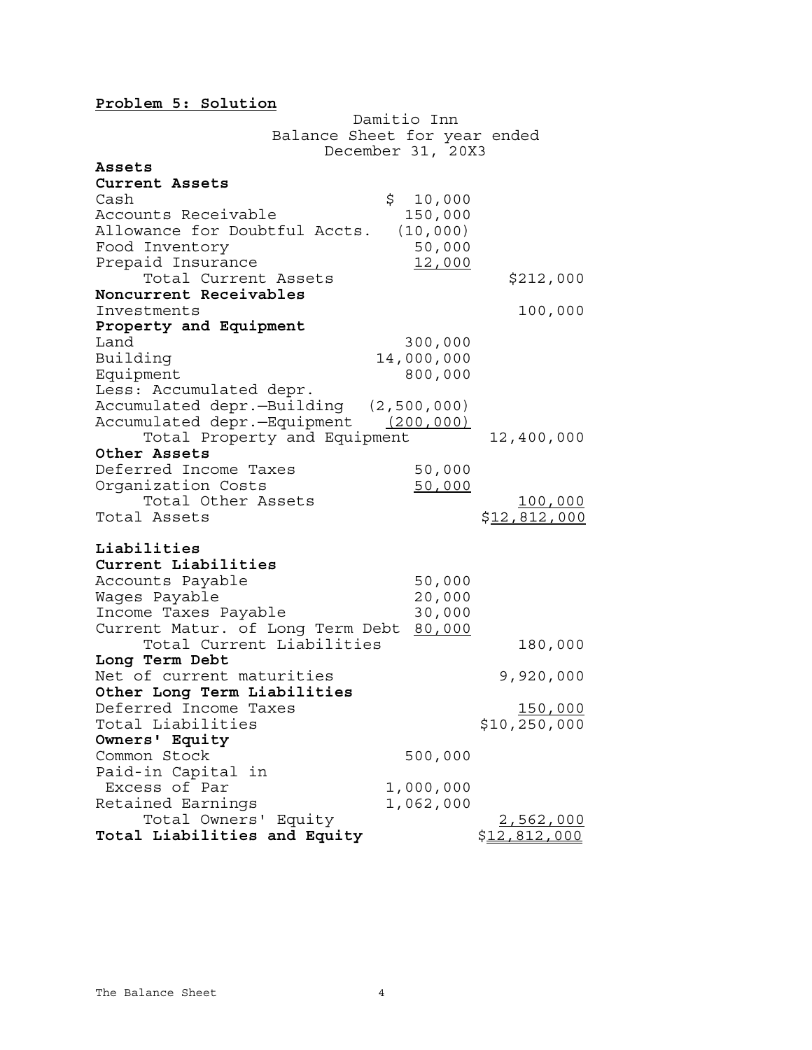**Problem 5: Solution**

Damitio Inn
Balance Sheet for year ended
December 31, 20X3

| | | |
|---|---|---|
| **Assets** | | |
| **Current Assets** | | |
| Cash | $ 10,000 | |
| Accounts Receivable | 150,000 | |
| Allowance for Doubtful Accts. | (10,000) | |
| Food Inventory | 50,000 | |
| Prepaid Insurance | 12,000 | |
| Total Current Assets | | $212,000 |
| **Noncurrent Receivables** | | |
| Investments | | 100,000 |
| **Property and Equipment** | | |
| Land | 300,000 | |
| Building | 14,000,000 | |
| Equipment | 800,000 | |
| Less: Accumulated depr. | | |
| Accumulated depr.—Building | (2,500,000) | |
| Accumulated depr.—Equipment | (200,000) | |
| Total Property and Equipment | | 12,400,000 |
| **Other Assets** | | |
| Deferred Income Taxes | 50,000 | |
| Organization Costs | 50,000 | |
| Total Other Assets | | 100,000 |
| Total Assets | | $12,812,000 |
| | | |
| **Liabilities** | | |
| **Current Liabilities** | | |
| Accounts Payable | 50,000 | |
| Wages Payable | 20,000 | |
| Income Taxes Payable | 30,000 | |
| Current Matur. of Long Term Debt | 80,000 | |
| Total Current Liabilities | | 180,000 |
| **Long Term Debt** | | |
| Net of current maturities | | 9,920,000 |
| **Other Long Term Liabilities** | | |
| Deferred Income Taxes | | 150,000 |
| Total Liabilities | | $10,250,000 |
| **Owners' Equity** | | |
| Common Stock | 500,000 | |
| Paid-in Capital in Excess of Par | 1,000,000 | |
| Retained Earnings | 1,062,000 | |
| Total Owners' Equity | | 2,562,000 |
| **Total Liabilities and Equity** | | $12,812,000 |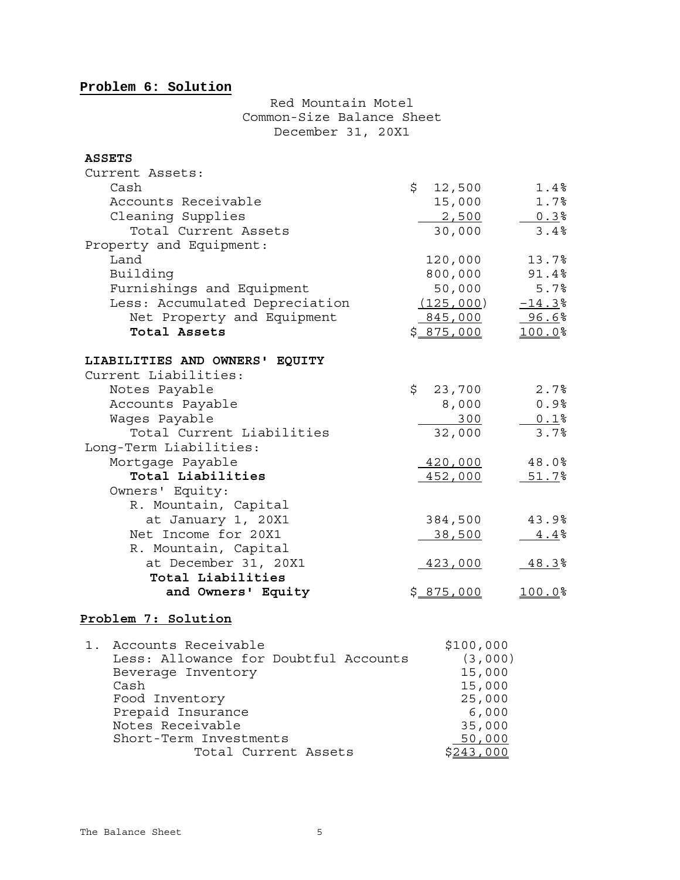**Problem 6: Solution**

Red Mountain Motel
Common-Size Balance Sheet
December 31, 20X1

| | | |
|---|---|---|
| **ASSETS** | | |
| Current Assets: | | |
| Cash | $ 12,500 | 1.4% |
| Accounts Receivable | 15,000 | 1.7% |
| Cleaning Supplies | 2,500 | 0.3% |
| Total Current Assets | 30,000 | 3.4% |
| Property and Equipment: | | |
| Land | 120,000 | 13.7% |
| Building | 800,000 | 91.4% |
| Furnishings and Equipment | 50,000 | 5.7% |
| Less: Accumulated Depreciation | (125,000) | -14.3% |
| Net Property and Equipment | 845,000 | 96.6% |
| **Total Assets** | $ 875,000 | 100.0% |
| **LIABILITIES AND OWNERS' EQUITY** | | |
| Current Liabilities: | | |
| Notes Payable | $ 23,700 | 2.7% |
| Accounts Payable | 8,000 | 0.9% |
| Wages Payable | 300 | 0.1% |
| Total Current Liabilities | 32,000 | 3.7% |
| Long-Term Liabilities: | | |
| Mortgage Payable | 420,000 | 48.0% |
| **Total Liabilities** | 452,000 | 51.7% |
| Owners' Equity: | | |
| R. Mountain, Capital at January 1, 20X1 | 384,500 | 43.9% |
| Net Income for 20X1 | 38,500 | 4.4% |
| R. Mountain, Capital at December 31, 20X1 | 423,000 | 48.3% |
| **Total Liabilities and Owners' Equity** | $ 875,000 | 100.0% |

**Problem 7: Solution**

1.

| | |
|---|---|
| Accounts Receivable | $100,000 |
| Less: Allowance for Doubtful Accounts | (3,000) |
| Beverage Inventory | 15,000 |
| Cash | 15,000 |
| Food Inventory | 25,000 |
| Prepaid Insurance | 6,000 |
| Notes Receivable | 35,000 |
| Short-Term Investments | 50,000 |
| Total Current Assets | $243,000 |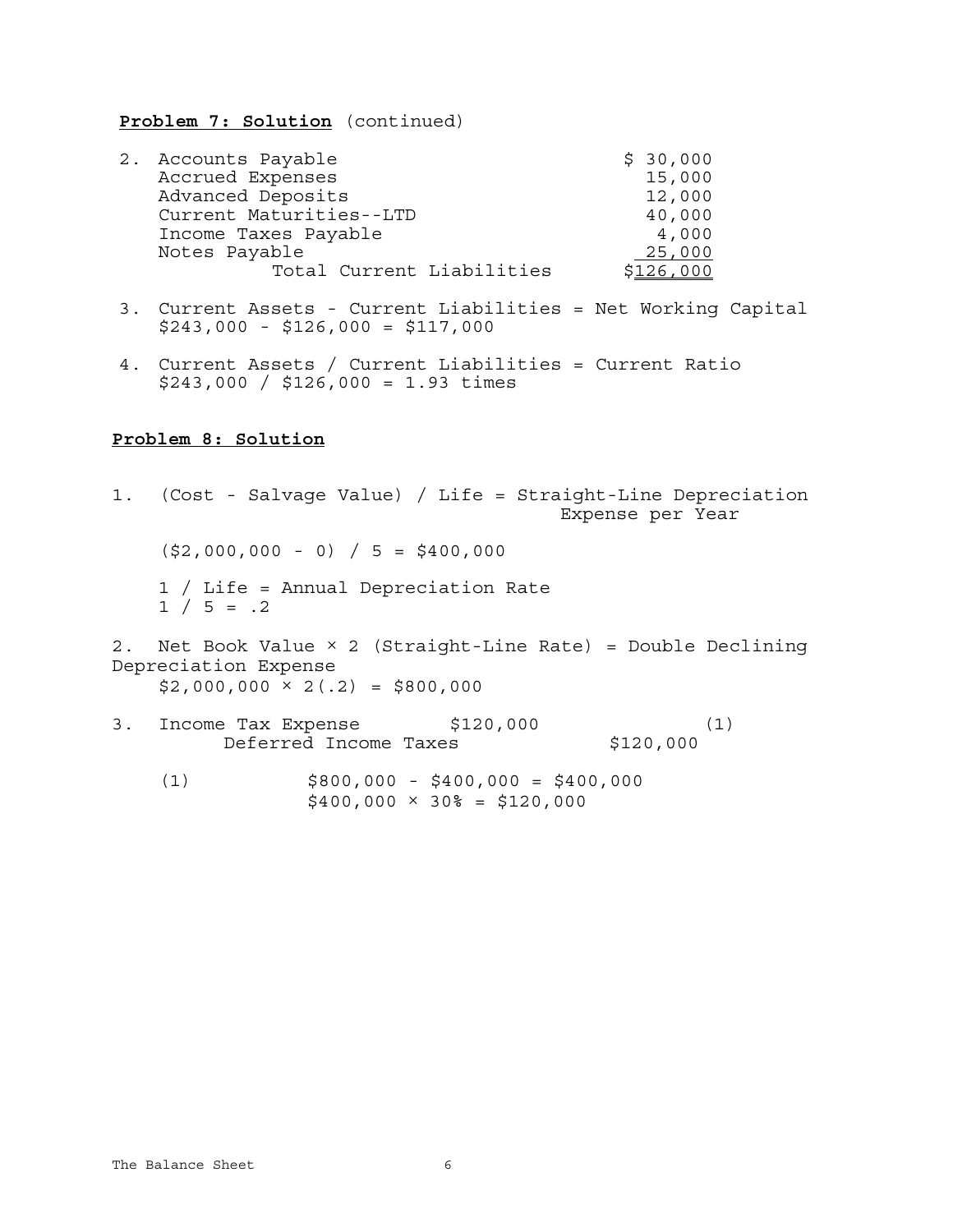**Problem 7: Solution** (continued)

2.

| | |
|---|---|
| Accounts Payable | $ 30,000 |
| Accrued Expenses | 15,000 |
| Advanced Deposits | 12,000 |
| Current Maturities--LTD | 40,000 |
| Income Taxes Payable | 4,000 |
| Notes Payable | 25,000 |
| Total Current Liabilities | $126,000 |

3. Current Assets - Current Liabilities = Net Working Capital
   $243,000 - $126,000 = $117,000

4. Current Assets / Current Liabilities = Current Ratio
   $243,000 / $126,000 = 1.93 times

**Problem 8: Solution**

1. (Cost - Salvage Value) / Life = Straight-Line Depreciation Expense per Year

   ($2,000,000 - 0) / 5 = $400,000

   1 / Life = Annual Depreciation Rate
   1 / 5 = .2

2. Net Book Value × 2 (Straight-Line Rate) = Double Declining Depreciation Expense
   $2,000,000 × 2(.2) = $800,000

3.

| | | | |
|---|---|---|---|
| Income Tax Expense | $120,000 | | (1) |
| Deferred Income Taxes | | $120,000 | |

   (1) $800,000 - $400,000 = $400,000
   $400,000 × 30% = $120,000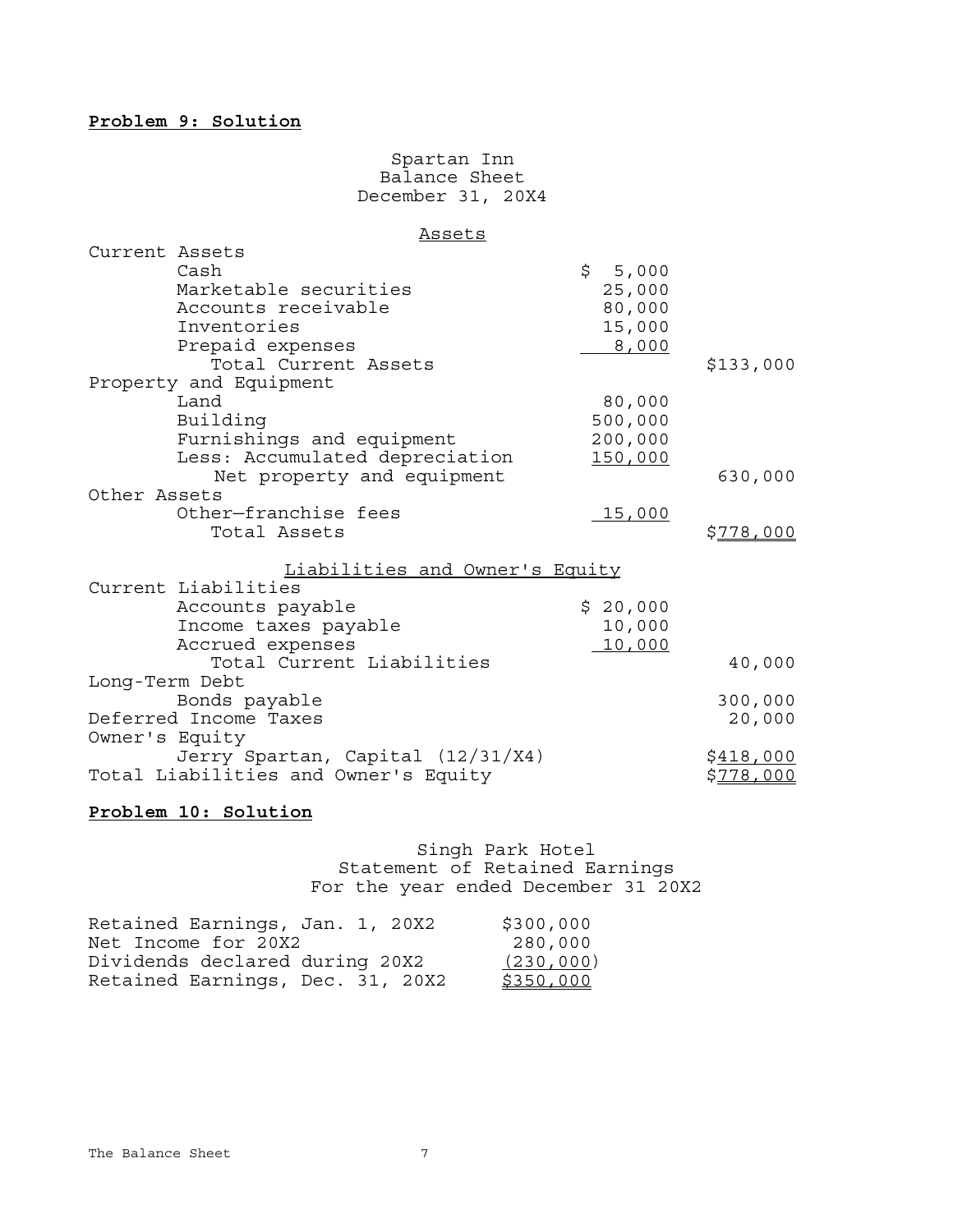**Problem 9: Solution**

Spartan Inn
Balance Sheet
December 31, 20X4

| Assets | | |
|---|---|---|
| Current Assets | | |
| Cash | $ 5,000 | |
| Marketable securities | 25,000 | |
| Accounts receivable | 80,000 | |
| Inventories | 15,000 | |
| Prepaid expenses | 8,000 | |
| Total Current Assets | | $133,000 |
| Property and Equipment | | |
| Land | 80,000 | |
| Building | 500,000 | |
| Furnishings and equipment | 200,000 | |
| Less: Accumulated depreciation | 150,000 | |
| Net property and equipment | | 630,000 |
| Other Assets | | |
| Other—franchise fees | 15,000 | |
| Total Assets | | $778,000 |
| **Liabilities and Owner's Equity** | | |
| Current Liabilities | | |
| Accounts payable | $ 20,000 | |
| Income taxes payable | 10,000 | |
| Accrued expenses | 10,000 | |
| Total Current Liabilities | | 40,000 |
| Long-Term Debt | | |
| Bonds payable | | 300,000 |
| Deferred Income Taxes | | 20,000 |
| Owner's Equity | | |
| Jerry Spartan, Capital (12/31/X4) | | $418,000 |
| Total Liabilities and Owner's Equity | | $778,000 |

**Problem 10: Solution**

Singh Park Hotel
Statement of Retained Earnings
For the year ended December 31 20X2

| | |
|---|---|
| Retained Earnings, Jan. 1, 20X2 | $300,000 |
| Net Income for 20X2 | 280,000 |
| Dividends declared during 20X2 | (230,000) |
| Retained Earnings, Dec. 31, 20X2 | $350,000 |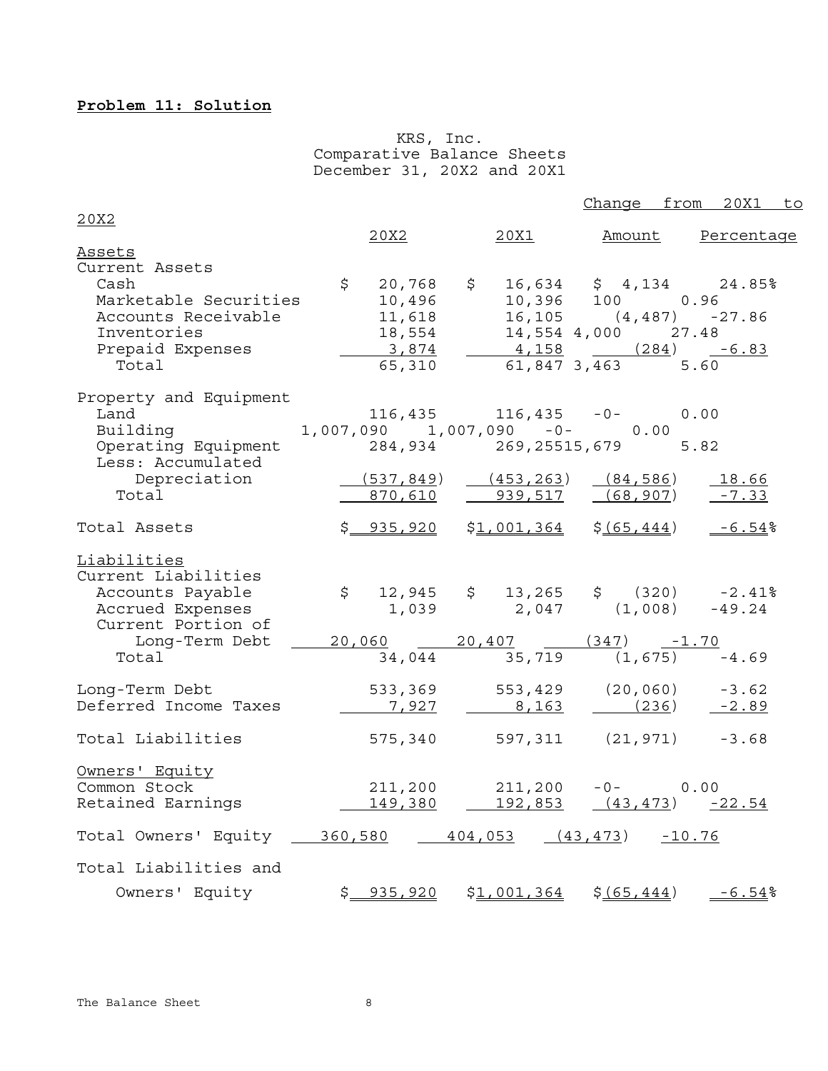**Problem 11: Solution**

KRS, Inc.
Comparative Balance Sheets
December 31, 20X2 and 20X1

| | 20X2 | 20X1 | Change from 20X1 to 20X2 Amount | Percentage |
|---|---|---|---|---|
| **Assets** | | | | |
| Current Assets | | | | |
| Cash | $ 20,768 | $ 16,634 | $ 4,134 | 24.85% |
| Marketable Securities | 10,496 | 10,396 | 100 | 0.96 |
| Accounts Receivable | 11,618 | 16,105 | (4,487) | -27.86 |
| Inventories | 18,554 | 14,554 | 4,000 | 27.48 |
| Prepaid Expenses | 3,874 | 4,158 | (284) | -6.83 |
| Total | 65,310 | 61,847 | 3,463 | 5.60 |
| Property and Equipment | | | | |
| Land | 116,435 | 116,435 | -0- | 0.00 |
| Building | 1,007,090 | 1,007,090 | -0- | 0.00 |
| Operating Equipment | 284,934 | 269,255 | 15,679 | 5.82 |
| Less: Accumulated Depreciation | (537,849) | (453,263) | (84,586) | 18.66 |
| Total | 870,610 | 939,517 | (68,907) | -7.33 |
| Total Assets | $ 935,920 | $1,001,364 | $(65,444) | -6.54% |
| **Liabilities** | | | | |
| Current Liabilities | | | | |
| Accounts Payable | $ 12,945 | $ 13,265 | $ (320) | -2.41% |
| Accrued Expenses | 1,039 | 2,047 | (1,008) | -49.24 |
| Current Portion of Long-Term Debt | 20,060 | 20,407 | (347) | -1.70 |
| Total | 34,044 | 35,719 | (1,675) | -4.69 |
| Long-Term Debt | 533,369 | 553,429 | (20,060) | -3.62 |
| Deferred Income Taxes | 7,927 | 8,163 | (236) | -2.89 |
| Total Liabilities | 575,340 | 597,311 | (21,971) | -3.68 |
| **Owners' Equity** | | | | |
| Common Stock | 211,200 | 211,200 | -0- | 0.00 |
| Retained Earnings | 149,380 | 192,853 | (43,473) | -22.54 |
| Total Owners' Equity | 360,580 | 404,053 | (43,473) | -10.76 |
| Total Liabilities and Owners' Equity | $ 935,920 | $1,001,364 | $(65,444) | -6.54% |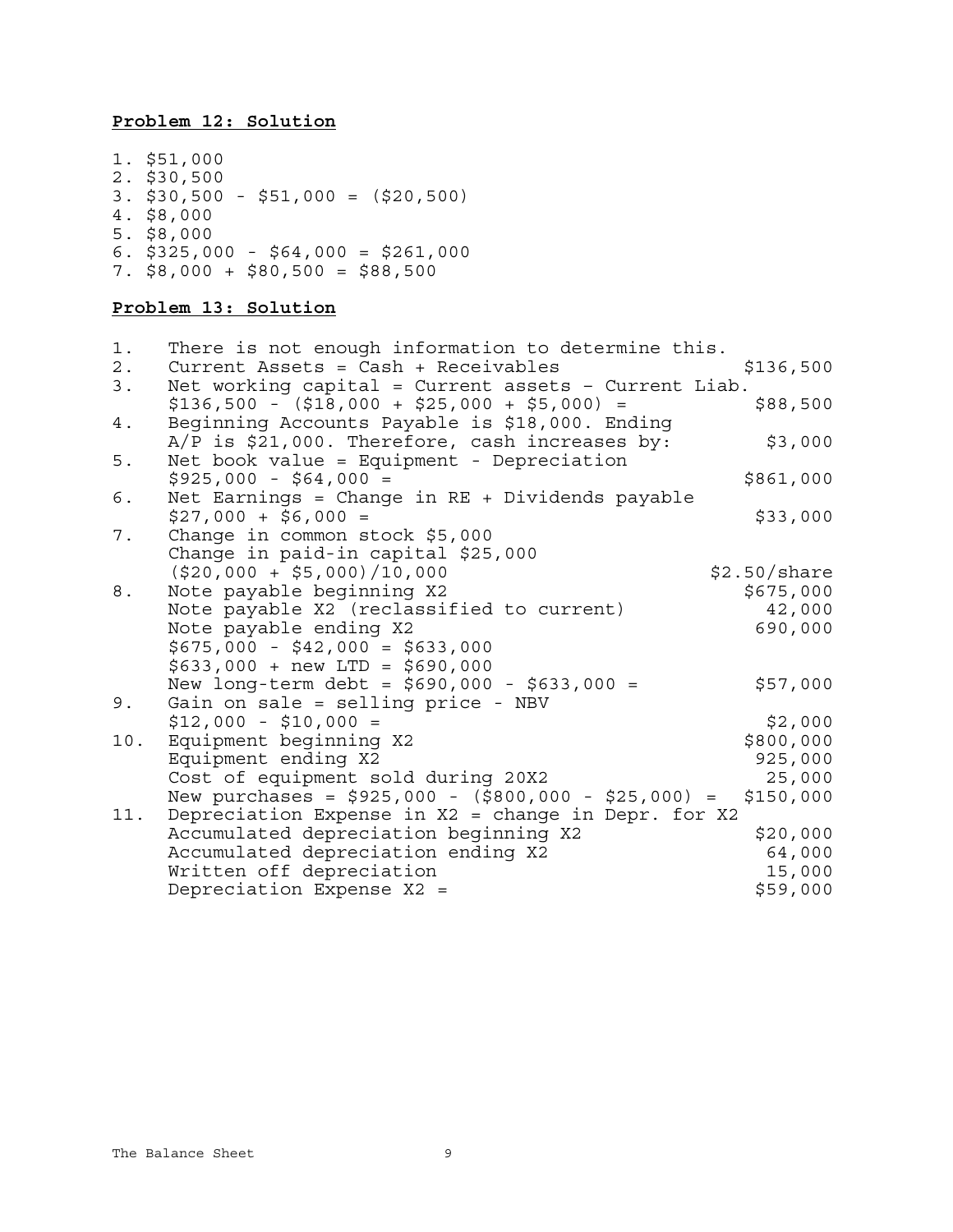**Problem 12: Solution**

1. \$51,000
2. \$30,500
3. \$30,500 - \$51,000 = (\$20,500)
4. \$8,000
5. \$8,000
6. \$325,000 - \$64,000 = \$261,000
7. \$8,000 + \$80,500 = \$88,500

**Problem 13: Solution**

| | | |
|---|---|---|
| 1. | There is not enough information to determine this. | |
| 2. | Current Assets = Cash + Receivables | \$136,500 |
| 3. | Net working capital = Current assets – Current Liab. | |
| | \$136,500 - (\$18,000 + \$25,000 + \$5,000) = | \$88,500 |
| 4. | Beginning Accounts Payable is \$18,000. Ending | |
| | A/P is \$21,000. Therefore, cash increases by: | \$3,000 |
| 5. | Net book value = Equipment - Depreciation | |
| | \$925,000 - \$64,000 = | \$861,000 |
| 6. | Net Earnings = Change in RE + Dividends payable | |
| | \$27,000 + \$6,000 = | \$33,000 |
| 7. | Change in common stock \$5,000 | |
| | Change in paid-in capital \$25,000 | |
| | (\$20,000 + \$5,000)/10,000 | \$2.50/share |
| 8. | Note payable beginning X2 | \$675,000 |
| | Note payable X2 (reclassified to current) | 42,000 |
| | Note payable ending X2 | 690,000 |
| | \$675,000 - \$42,000 = \$633,000 | |
| | \$633,000 + new LTD = \$690,000 | |
| | New long-term debt = \$690,000 - \$633,000 = | \$57,000 |
| 9. | Gain on sale = selling price - NBV | |
| | \$12,000 - \$10,000 = | \$2,000 |
| 10. | Equipment beginning X2 | \$800,000 |
| | Equipment ending X2 | 925,000 |
| | Cost of equipment sold during 20X2 | 25,000 |
| | New purchases = \$925,000 - (\$800,000 - \$25,000) = | \$150,000 |
| 11. | Depreciation Expense in X2 = change in Depr. for X2 | |
| | Accumulated depreciation beginning X2 | \$20,000 |
| | Accumulated depreciation ending X2 | 64,000 |
| | Written off depreciation | 15,000 |
| | Depreciation Expense X2 = | \$59,000 |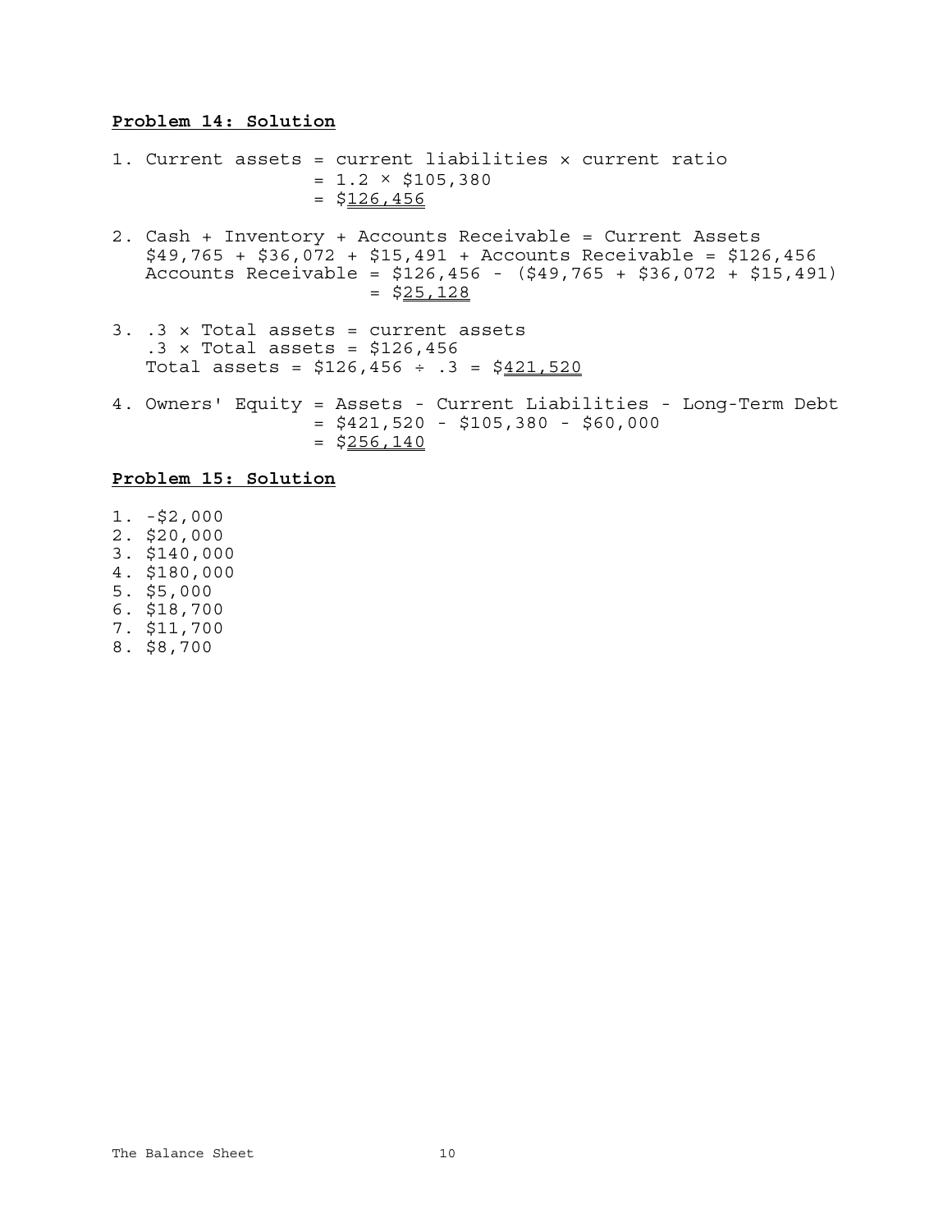**Problem 14: Solution**

1. Current assets = current liabilities × current ratio
   = 1.2 × \$105,380
   = \$126,456

2. Cash + Inventory + Accounts Receivable = Current Assets
   \$49,765 + \$36,072 + \$15,491 + Accounts Receivable = \$126,456
   Accounts Receivable = \$126,456 - (\$49,765 + \$36,072 + \$15,491)
   = \$25,128

3. .3 × Total assets = current assets
   .3 × Total assets = \$126,456
   Total assets = \$126,456 ÷ .3 = \$421,520

4. Owners' Equity = Assets - Current Liabilities - Long-Term Debt
   = \$421,520 - \$105,380 - \$60,000
   = \$256,140

**Problem 15: Solution**

1. -\$2,000
2. \$20,000
3. \$140,000
4. \$180,000
5. \$5,000
6. \$18,700
7. \$11,700
8. \$8,700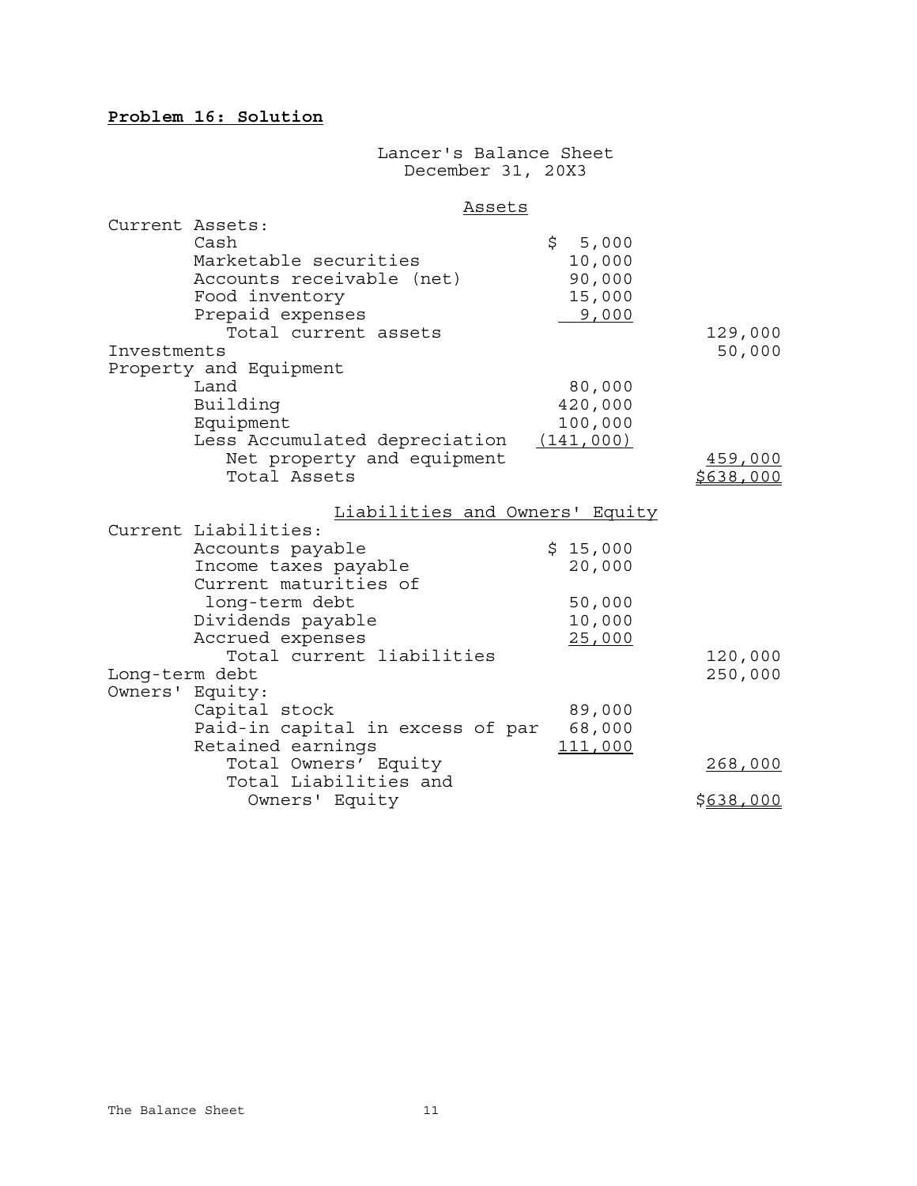**Problem 16: Solution**

Lancer's Balance Sheet
December 31, 20X3

| Assets | | |
|---|---|---|
| Current Assets: | | |
| Cash | $ 5,000 | |
| Marketable securities | 10,000 | |
| Accounts receivable (net) | 90,000 | |
| Food inventory | 15,000 | |
| Prepaid expenses | 9,000 | |
| Total current assets | | 129,000 |
| Investments | | 50,000 |
| Property and Equipment | | |
| Land | 80,000 | |
| Building | 420,000 | |
| Equipment | 100,000 | |
| Less Accumulated depreciation | (141,000) | |
| Net property and equipment | | 459,000 |
| Total Assets | | $638,000 |

| Liabilities and Owners' Equity | | |
|---|---|---|
| Current Liabilities: | | |
| Accounts payable | $ 15,000 | |
| Income taxes payable | 20,000 | |
| Current maturities of long-term debt | 50,000 | |
| Dividends payable | 10,000 | |
| Accrued expenses | 25,000 | |
| Total current liabilities | | 120,000 |
| Long-term debt | | 250,000 |
| Owners' Equity: | | |
| Capital stock | 89,000 | |
| Paid-in capital in excess of par | 68,000 | |
| Retained earnings | 111,000 | |
| Total Owners' Equity | | 268,000 |
| Total Liabilities and Owners' Equity | | $638,000 |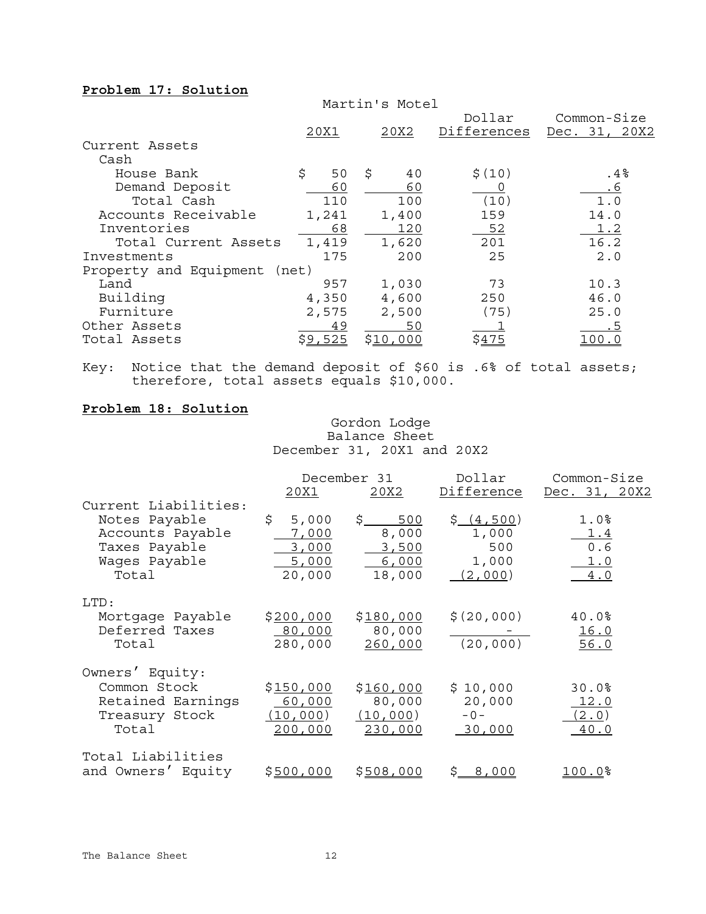**Problem 17: Solution**

Martin's Motel

| | 20X1 | 20X2 | Dollar Differences | Common-Size Dec. 31, 20X2 |
|---|---|---|---|---|
| Current Assets | | | | |
| Cash | | | | |
| House Bank | $ 50 | $ 40 | $(10) | .4% |
| Demand Deposit | 60 | 60 | 0 | .6 |
| Total Cash | 110 | 100 | (10) | 1.0 |
| Accounts Receivable | 1,241 | 1,400 | 159 | 14.0 |
| Inventories | 68 | 120 | 52 | 1.2 |
| Total Current Assets | 1,419 | 1,620 | 201 | 16.2 |
| Investments | 175 | 200 | 25 | 2.0 |
| Property and Equipment (net) | | | | |
| Land | 957 | 1,030 | 73 | 10.3 |
| Building | 4,350 | 4,600 | 250 | 46.0 |
| Furniture | 2,575 | 2,500 | (75) | 25.0 |
| Other Assets | 49 | 50 | 1 | .5 |
| Total Assets | $9,525 | $10,000 | $475 | 100.0 |

Key: Notice that the demand deposit of $60 is .6% of total assets; therefore, total assets equals $10,000.

**Problem 18: Solution**

Gordon Lodge
Balance Sheet
December 31, 20X1 and 20X2

| | December 31 | | Dollar | Common-Size |
|---|---|---|---|---|
| | 20X1 | 20X2 | Difference | Dec. 31, 20X2 |
| Current Liabilities: | | | | |
| Notes Payable | $ 5,000 | $ 500 | $ (4,500) | 1.0% |
| Accounts Payable | 7,000 | 8,000 | 1,000 | 1.4 |
| Taxes Payable | 3,000 | 3,500 | 500 | 0.6 |
| Wages Payable | 5,000 | 6,000 | 1,000 | 1.0 |
| Total | 20,000 | 18,000 | (2,000) | 4.0 |
| LTD: | | | | |
| Mortgage Payable | $200,000 | $180,000 | $(20,000) | 40.0% |
| Deferred Taxes | 80,000 | 80,000 | - | 16.0 |
| Total | 280,000 | 260,000 | (20,000) | 56.0 |
| Owners' Equity: | | | | |
| Common Stock | $150,000 | $160,000 | $ 10,000 | 30.0% |
| Retained Earnings | 60,000 | 80,000 | 20,000 | 12.0 |
| Treasury Stock | (10,000) | (10,000) | -0- | (2.0) |
| Total | 200,000 | 230,000 | 30,000 | 40.0 |
| Total Liabilities and Owners' Equity | $500,000 | $508,000 | $ 8,000 | 100.0% |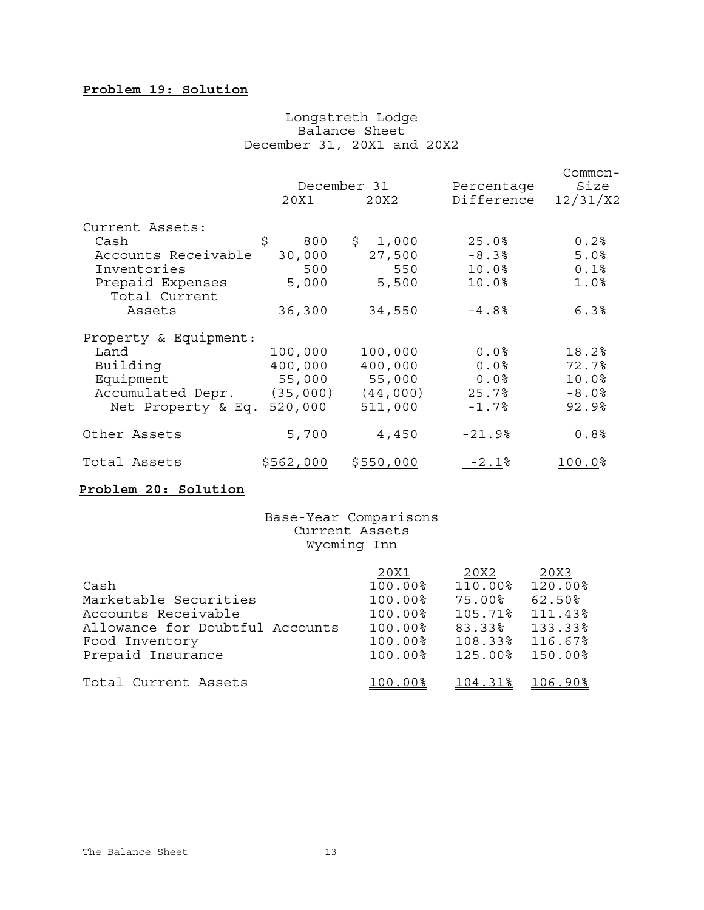**Problem 19: Solution**

Longstreth Lodge
Balance Sheet
December 31, 20X1 and 20X2

| | December 31 20X1 | December 31 20X2 | Percentage Difference | Common-Size 12/31/X2 |
|---|---|---|---|---|
| Current Assets: | | | | |
| Cash | $ 800 | $ 1,000 | 25.0% | 0.2% |
| Accounts Receivable | 30,000 | 27,500 | -8.3% | 5.0% |
| Inventories | 500 | 550 | 10.0% | 0.1% |
| Prepaid Expenses | 5,000 | 5,500 | 10.0% | 1.0% |
| Total Current Assets | 36,300 | 34,550 | -4.8% | 6.3% |
| Property & Equipment: | | | | |
| Land | 100,000 | 100,000 | 0.0% | 18.2% |
| Building | 400,000 | 400,000 | 0.0% | 72.7% |
| Equipment | 55,000 | 55,000 | 0.0% | 10.0% |
| Accumulated Depr. | (35,000) | (44,000) | 25.7% | -8.0% |
| Net Property & Eq. | 520,000 | 511,000 | -1.7% | 92.9% |
| Other Assets | 5,700 | 4,450 | -21.9% | 0.8% |
| Total Assets | $562,000 | $550,000 | -2.1% | 100.0% |

**Problem 20: Solution**

Base-Year Comparisons
Current Assets
Wyoming Inn

| | 20X1 | 20X2 | 20X3 |
|---|---|---|---|
| Cash | 100.00% | 110.00% | 120.00% |
| Marketable Securities | 100.00% | 75.00% | 62.50% |
| Accounts Receivable | 100.00% | 105.71% | 111.43% |
| Allowance for Doubtful Accounts | 100.00% | 83.33% | 133.33% |
| Food Inventory | 100.00% | 108.33% | 116.67% |
| Prepaid Insurance | 100.00% | 125.00% | 150.00% |
| Total Current Assets | 100.00% | 104.31% | 106.90% |